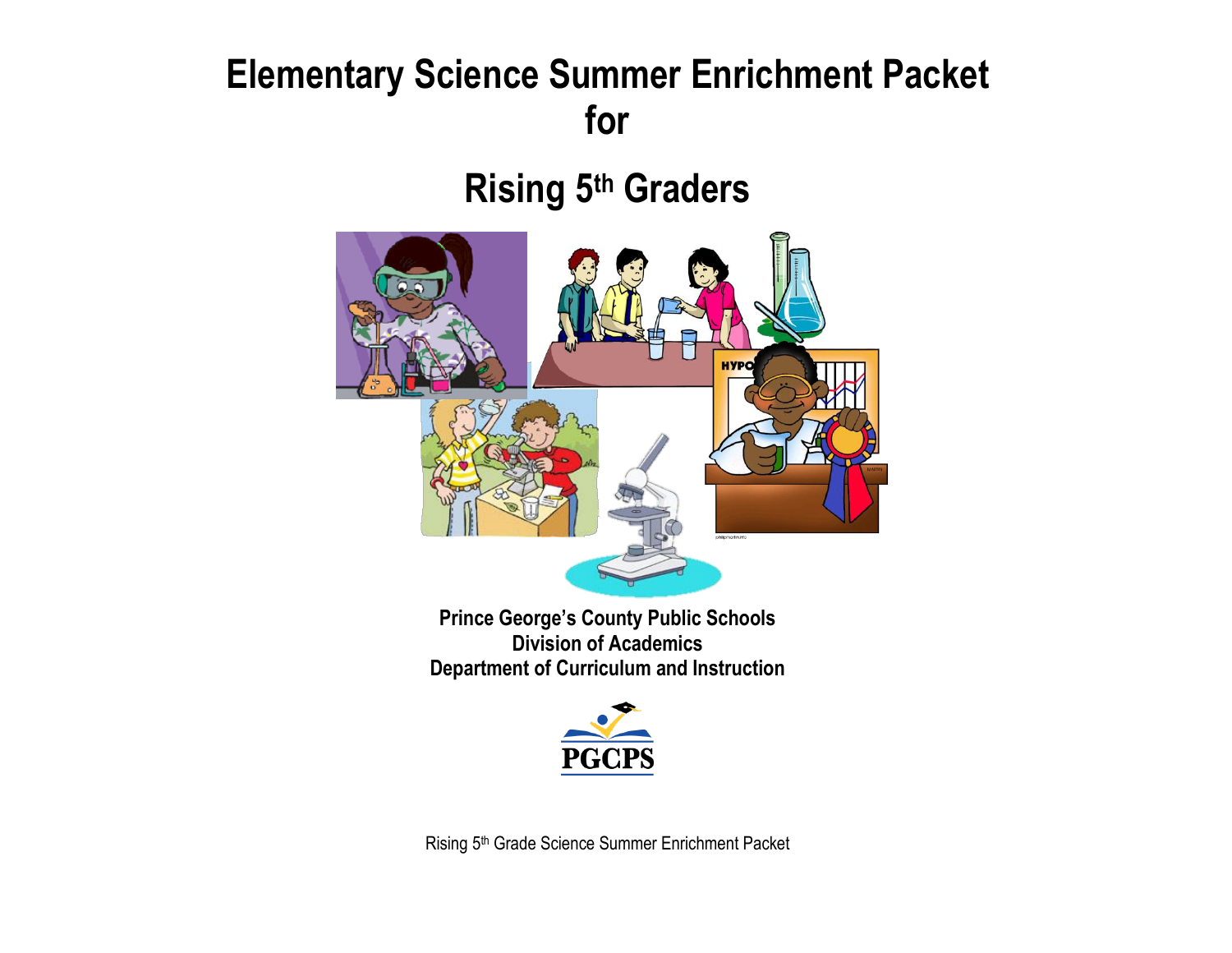# Elementary Science Summer Enrichment Packet for

# Rising 5th Graders

**Prince George's County Public Schools**
**Division of Academics**
**Department of Curriculum and Instruction**

PGCPS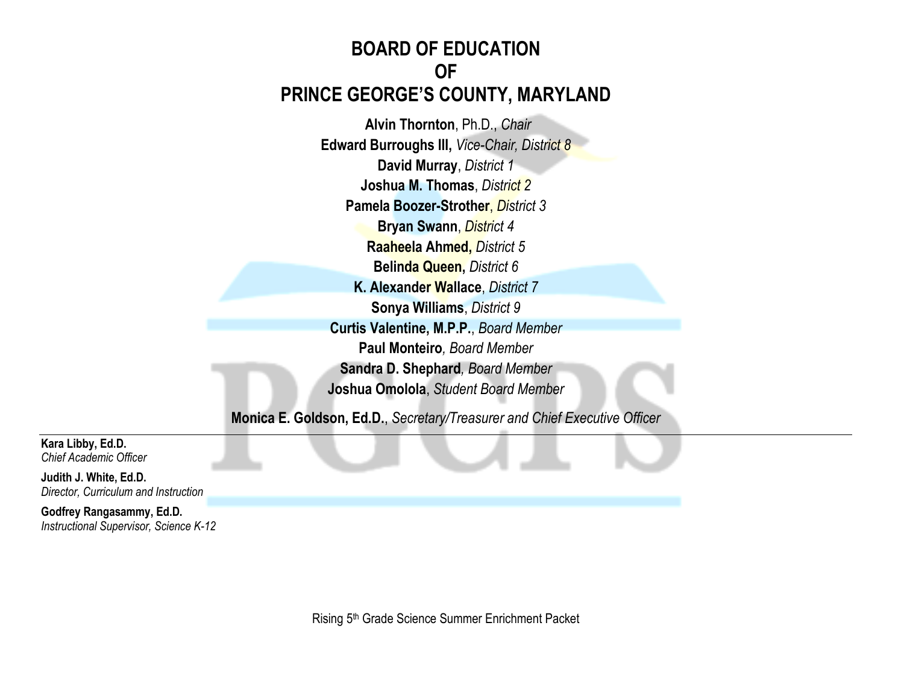# BOARD OF EDUCATION
# OF
# PRINCE GEORGE'S COUNTY, MARYLAND

**Alvin Thornton**, Ph.D., *Chair*

**Edward Burroughs III,** *Vice-Chair, District 8*

**David Murray**, *District 1*

**Joshua M. Thomas**, *District 2*

**Pamela Boozer-Strother**, *District 3*

**Bryan Swann**, *District 4*

**Raaheela Ahmed,** *District 5*

**Belinda Queen,** *District 6*

**K. Alexander Wallace**, *District 7*

**Sonya Williams**, *District 9*

**Curtis Valentine, M.P.P.**, *Board Member*

**Paul Monteiro***, Board Member*

**Sandra D. Shephard***, Board Member*

**Joshua Omolola**, *Student Board Member*

**Monica E. Goldson, Ed.D.**, *Secretary/Treasurer and Chief Executive Officer*

---

**Kara Libby, Ed.D.**
*Chief Academic Officer*

**Judith J. White, Ed.D.**
*Director, Curriculum and Instruction*

**Godfrey Rangasammy, Ed.D.**
*Instructional Supervisor, Science K-12*

Rising 5th Grade Science Summer Enrichment Packet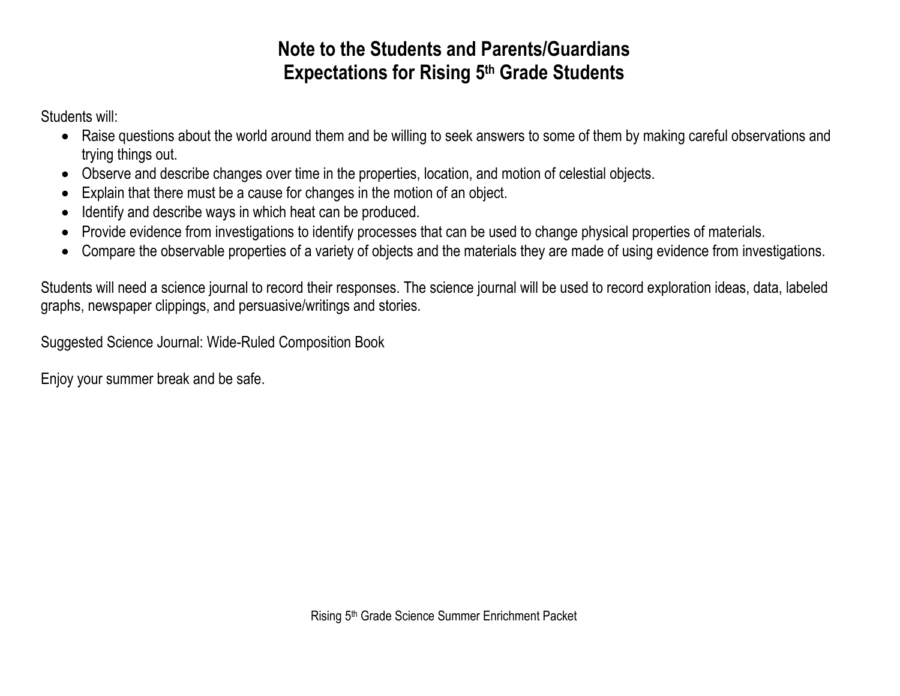# Note to the Students and Parents/Guardians
# Expectations for Rising 5th Grade Students

Students will:

- Raise questions about the world around them and be willing to seek answers to some of them by making careful observations and trying things out.
- Observe and describe changes over time in the properties, location, and motion of celestial objects.
- Explain that there must be a cause for changes in the motion of an object.
- Identify and describe ways in which heat can be produced.
- Provide evidence from investigations to identify processes that can be used to change physical properties of materials.
- Compare the observable properties of a variety of objects and the materials they are made of using evidence from investigations.

Students will need a science journal to record their responses. The science journal will be used to record exploration ideas, data, labeled graphs, newspaper clippings, and persuasive/writings and stories.

Suggested Science Journal: Wide-Ruled Composition Book

Enjoy your summer break and be safe.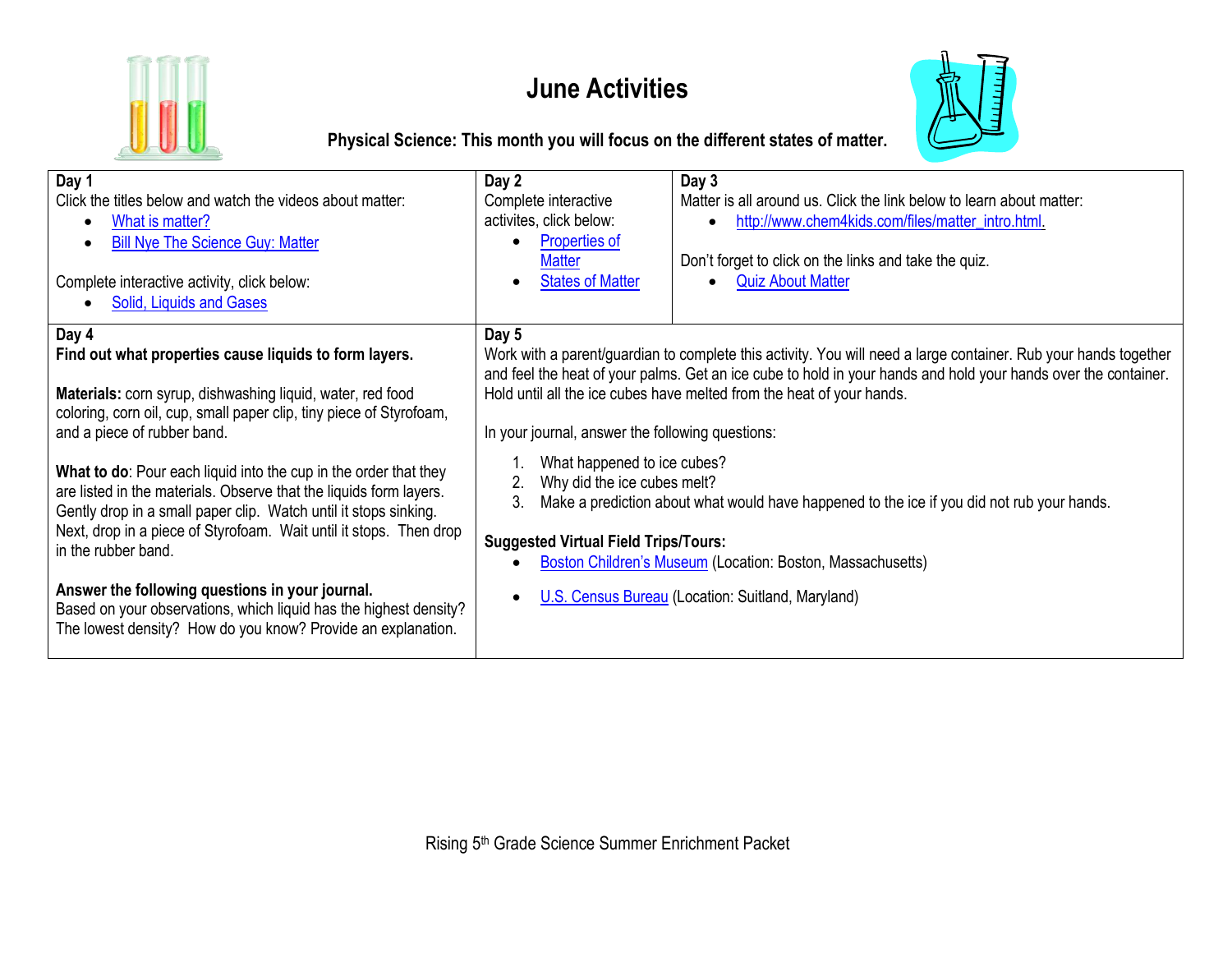# June Activities

**Physical Science: This month you will focus on the different states of matter.**

## Day 1

Click the titles below and watch the videos about matter:

- What is matter?
- Bill Nye The Science Guy: Matter

Complete interactive activity, click below:

- Solid, Liquids and Gases

## Day 2

Complete interactive activites, click below:

- Properties of Matter
- States of Matter

## Day 3

Matter is all around us. Click the link below to learn about matter:

- http://www.chem4kids.com/files/matter_intro.html.

Don't forget to click on the links and take the quiz.

- Quiz About Matter

## Day 4

**Find out what properties cause liquids to form layers.**

**Materials:** corn syrup, dishwashing liquid, water, red food coloring, corn oil, cup, small paper clip, tiny piece of Styrofoam, and a piece of rubber band.

**What to do**: Pour each liquid into the cup in the order that they are listed in the materials. Observe that the liquids form layers. Gently drop in a small paper clip. Watch until it stops sinking. Next, drop in a piece of Styrofoam. Wait until it stops. Then drop in the rubber band.

**Answer the following questions in your journal.**
Based on your observations, which liquid has the highest density? The lowest density? How do you know? Provide an explanation.

## Day 5

Work with a parent/guardian to complete this activity. You will need a large container. Rub your hands together and feel the heat of your palms. Get an ice cube to hold in your hands and hold your hands over the container. Hold until all the ice cubes have melted from the heat of your hands.

In your journal, answer the following questions:

1. What happened to ice cubes?
2. Why did the ice cubes melt?
3. Make a prediction about what would have happened to the ice if you did not rub your hands.

**Suggested Virtual Field Trips/Tours:**

- Boston Children's Museum (Location: Boston, Massachusetts)
- U.S. Census Bureau (Location: Suitland, Maryland)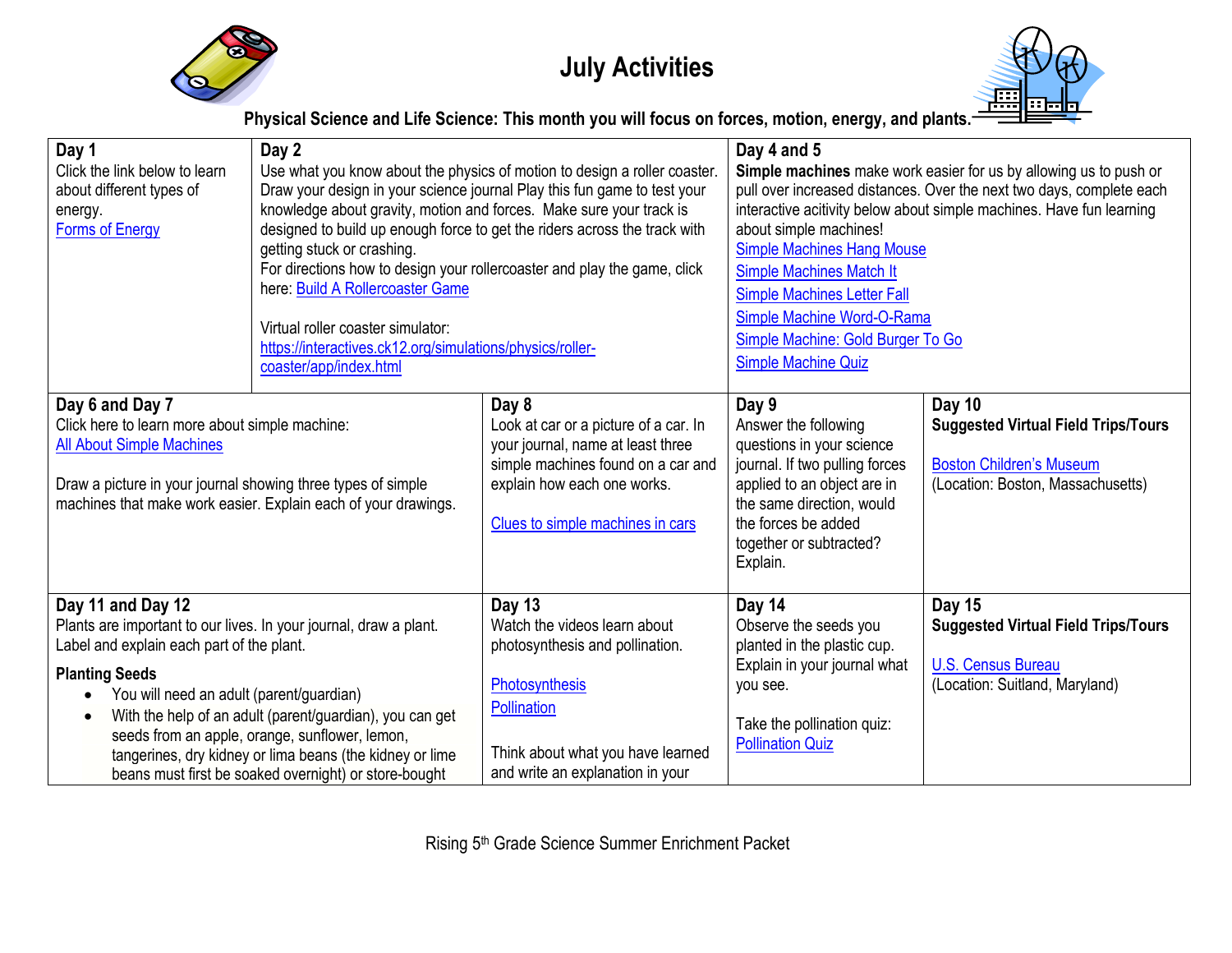# July Activities

**Physical Science and Life Science: This month you will focus on forces, motion, energy, and plants.**

| Day 1 | Day 2 | Day 4 and 5 |
|---|---|---|
| Click the link below to learn about different types of energy.<br>Forms of Energy | Use what you know about the physics of motion to design a roller coaster. Draw your design in your science journal Play this fun game to test your knowledge about gravity, motion and forces. Make sure your track is designed to build up enough force to get the riders across the track with getting stuck or crashing.<br>For directions how to design your rollercoaster and play the game, click here: Build A Rollercoaster Game<br><br>Virtual roller coaster simulator:<br>https://interactives.ck12.org/simulations/physics/roller-coaster/app/index.html | **Simple machines** make work easier for us by allowing us to push or pull over increased distances. Over the next two days, complete each interactive acitivity below about simple machines. Have fun learning about simple machines!<br>Simple Machines Hang Mouse<br>Simple Machines Match It<br>Simple Machines Letter Fall<br>Simple Machine Word-O-Rama<br>Simple Machine: Gold Burger To Go<br>Simple Machine Quiz |

| Day 6 and Day 7 | Day 8 | Day 9 | Day 10 |
|---|---|---|---|
| Click here to learn more about simple machine:<br>All About Simple Machines<br><br>Draw a picture in your journal showing three types of simple machines that make work easier. Explain each of your drawings. | Look at car or a picture of a car. In your journal, name at least three simple machines found on a car and explain how each one works.<br><br>Clues to simple machines in cars | Answer the following questions in your science journal. If two pulling forces applied to an object are in the same direction, would the forces be added together or subtracted? Explain. | **Suggested Virtual Field Trips/Tours**<br><br>Boston Children's Museum<br>(Location: Boston, Massachusetts) |

| Day 11 and Day 12 | Day 13 | Day 14 | Day 15 |
|---|---|---|---|
| Plants are important to our lives. In your journal, draw a plant. Label and explain each part of the plant.<br>**Planting Seeds**<br>• You will need an adult (parent/guardian)<br>• With the help of an adult (parent/guardian), you can get seeds from an apple, orange, sunflower, lemon, tangerines, dry kidney or lima beans (the kidney or lime beans must first be soaked overnight) or store-bought | Watch the videos learn about photosynthesis and pollination.<br><br>Photosynthesis<br>Pollination<br><br>Think about what you have learned and write an explanation in your | Observe the seeds you planted in the plastic cup. Explain in your journal what you see.<br><br>Take the pollination quiz:<br>Pollination Quiz | **Suggested Virtual Field Trips/Tours**<br><br>U.S. Census Bureau<br>(Location: Suitland, Maryland) |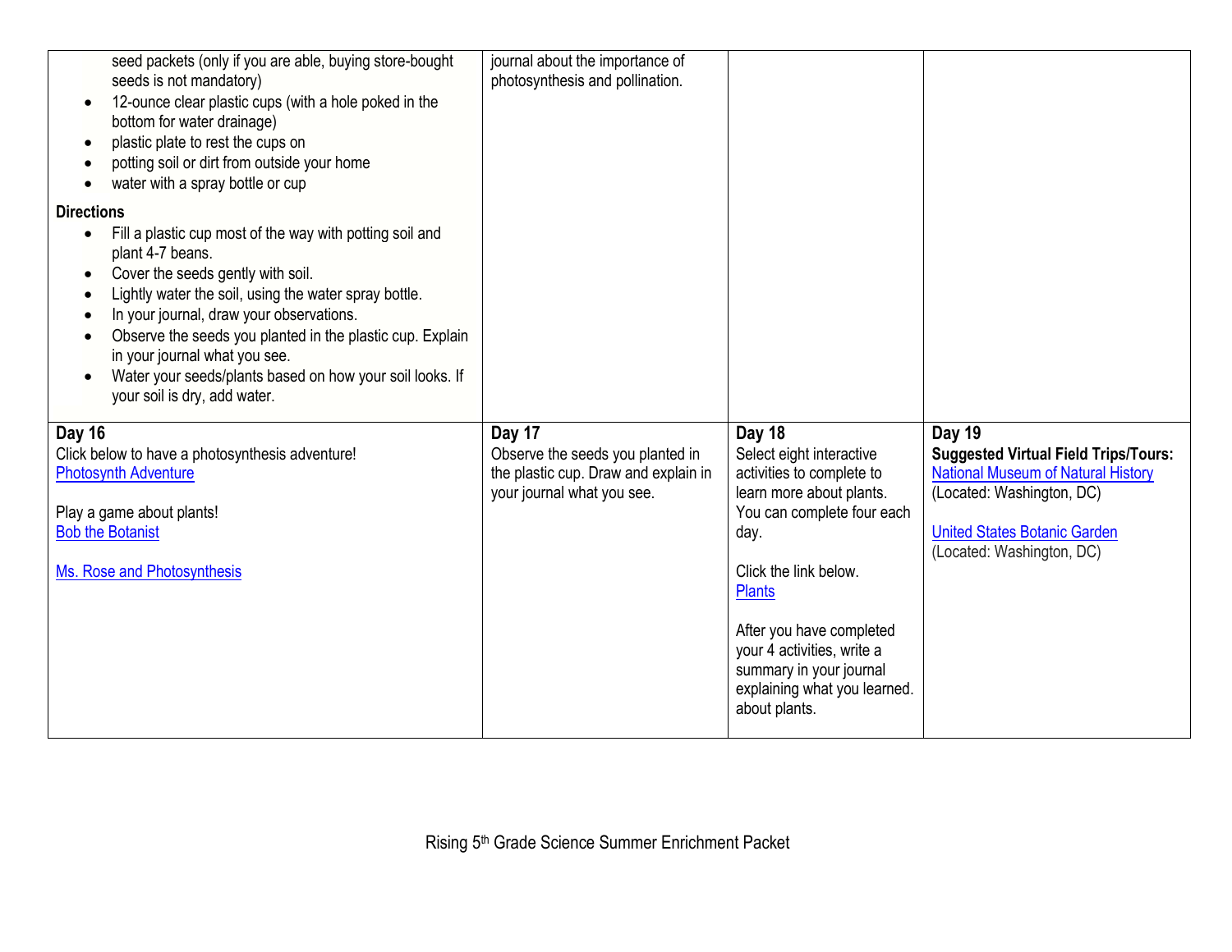| | | | |
|---|---|---|---|
| seed packets (only if you are able, buying store-bought seeds is not mandatory)<br>• 12-ounce clear plastic cups (with a hole poked in the bottom for water drainage)<br>• plastic plate to rest the cups on<br>• potting soil or dirt from outside your home<br>• water with a spray bottle or cup<br><br>**Directions**<br>• Fill a plastic cup most of the way with potting soil and plant 4-7 beans.<br>• Cover the seeds gently with soil.<br>• Lightly water the soil, using the water spray bottle.<br>• In your journal, draw your observations.<br>• Observe the seeds you planted in the plastic cup. Explain in your journal what you see.<br>• Water your seeds/plants based on how your soil looks. If your soil is dry, add water. | journal about the importance of photosynthesis and pollination. | | |
| **Day 16**<br>Click below to have a photosynthesis adventure!<br>Photosynth Adventure<br><br>Play a game about plants!<br>Bob the Botanist<br><br>Ms. Rose and Photosynthesis | **Day 17**<br>Observe the seeds you planted in the plastic cup. Draw and explain in your journal what you see. | **Day 18**<br>Select eight interactive activities to complete to learn more about plants. You can complete four each day.<br><br>Click the link below.<br>Plants<br><br>After you have completed your 4 activities, write a summary in your journal explaining what you learned. about plants. | **Day 19**<br>**Suggested Virtual Field Trips/Tours:**<br>National Museum of Natural History (Located: Washington, DC)<br><br>United States Botanic Garden (Located: Washington, DC) |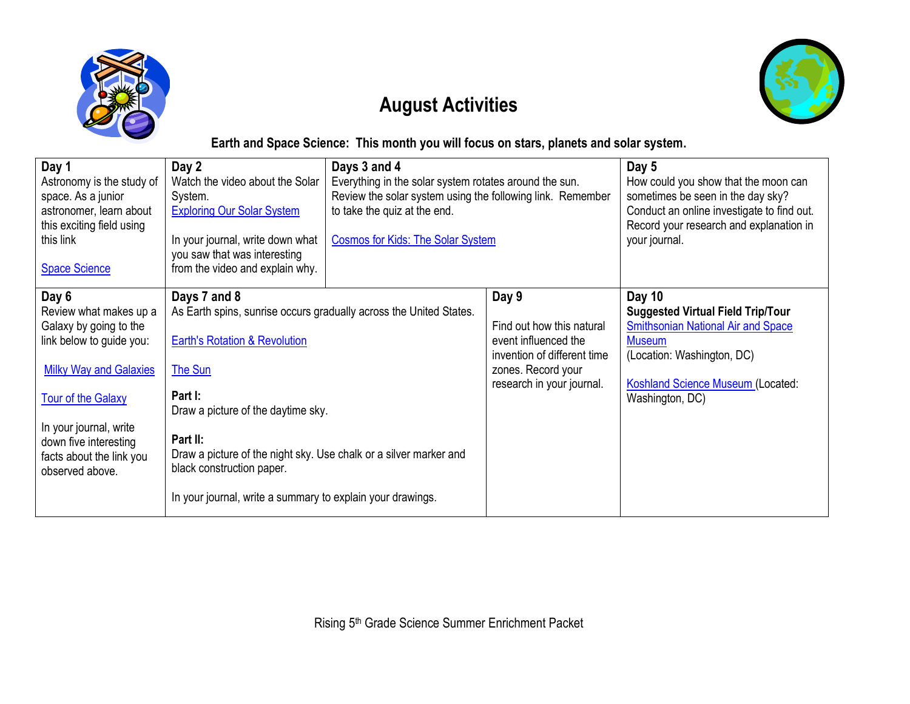# August Activities

**Earth and Space Science: This month you will focus on stars, planets and solar system.**

| | | | | |
|---|---|---|---|---|
| **Day 1**<br>Astronomy is the study of space. As a junior astronomer, learn about this exciting field using this link<br><br>Space Science | **Day 2**<br>Watch the video about the Solar System.<br>Exploring Our Solar System<br><br>In your journal, write down what you saw that was interesting from the video and explain why. | **Days 3 and 4**<br>Everything in the solar system rotates around the sun. Review the solar system using the following link. Remember to take the quiz at the end.<br><br>Cosmos for Kids: The Solar System | | **Day 5**<br>How could you show that the moon can sometimes be seen in the day sky? Conduct an online investigate to find out. Record your research and explanation in your journal. |
| **Day 6**<br>Review what makes up a Galaxy by going to the link below to guide you:<br><br>Milky Way and Galaxies<br><br>Tour of the Galaxy<br><br>In your journal, write down five interesting facts about the link you observed above. | **Days 7 and 8**<br>As Earth spins, sunrise occurs gradually across the United States.<br><br>Earth's Rotation & Revolution<br><br>The Sun<br><br>**Part I:**<br>Draw a picture of the daytime sky.<br><br>**Part II:**<br>Draw a picture of the night sky. Use chalk or a silver marker and black construction paper.<br><br>In your journal, write a summary to explain your drawings. | | **Day 9**<br><br>Find out how this natural event influenced the invention of different time zones. Record your research in your journal. | **Day 10**<br>**Suggested Virtual Field Trip/Tour**<br>Smithsonian National Air and Space Museum<br>(Location: Washington, DC)<br><br>Koshland Science Museum (Located: Washington, DC) |